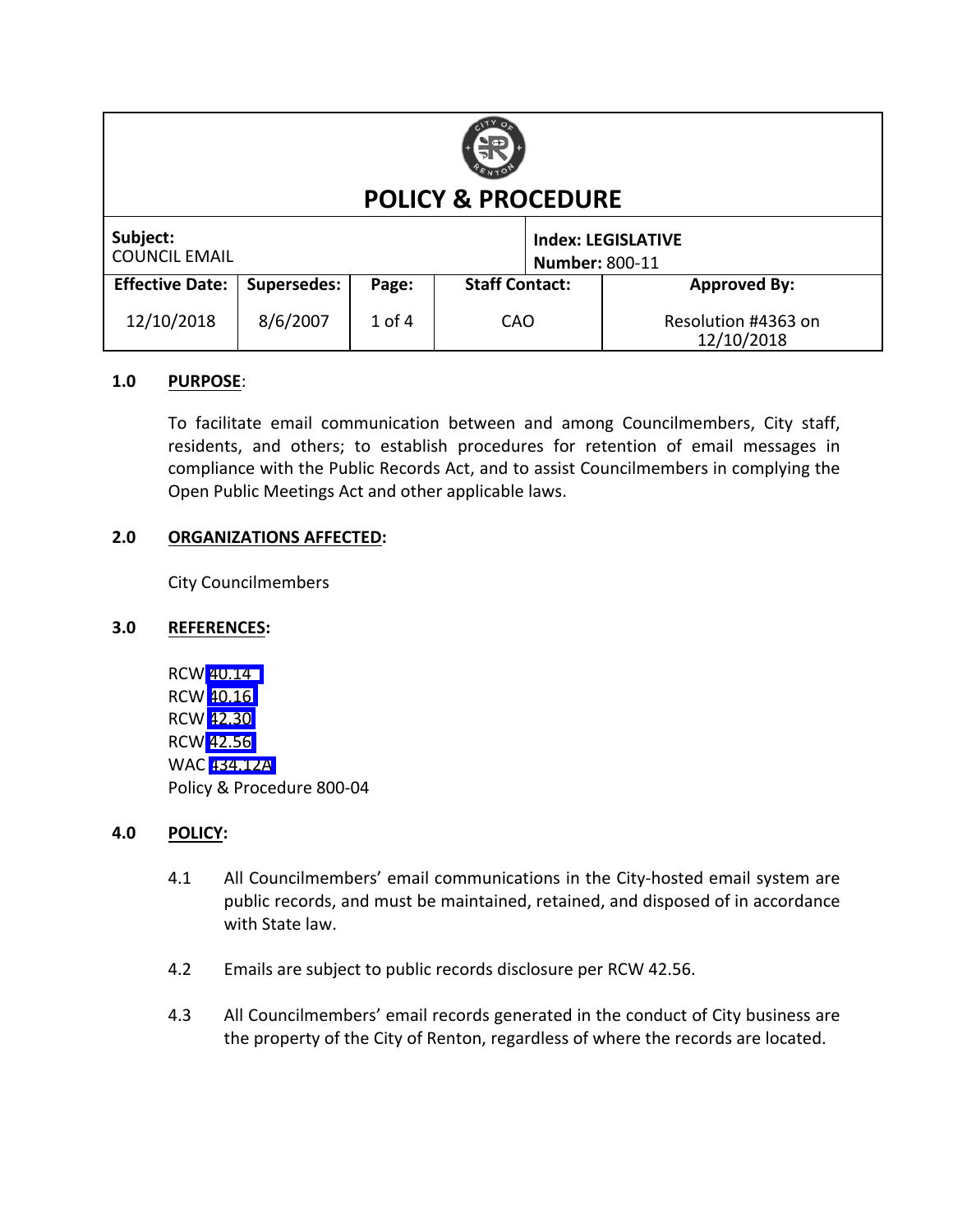# POLICY & PROCEDURE

| | | | | |
|---|---|---|---|---|
| **Subject:** COUNCIL EMAIL | | | **Index: LEGISLATIVE** **Number:** 800-11 | |
| **Effective Date:** | **Supersedes:** | **Page:** | **Staff Contact:** | **Approved By:** |
| 12/10/2018 | 8/6/2007 | 1 of 4 | CAO | Resolution #4363 on 12/10/2018 |

**1.0 PURPOSE**:

To facilitate email communication between and among Councilmembers, City staff, residents, and others; to establish procedures for retention of email messages in compliance with the Public Records Act, and to assist Councilmembers in complying the Open Public Meetings Act and other applicable laws.

**2.0 ORGANIZATIONS AFFECTED:**

City Councilmembers

**3.0 REFERENCES:**

RCW 40.14
RCW 40.16
RCW 42.30
RCW 42.56
WAC 434.12A
Policy & Procedure 800-04

**4.0 POLICY:**

4.1 All Councilmembers' email communications in the City-hosted email system are public records, and must be maintained, retained, and disposed of in accordance with State law.

4.2 Emails are subject to public records disclosure per RCW 42.56.

4.3 All Councilmembers' email records generated in the conduct of City business are the property of the City of Renton, regardless of where the records are located.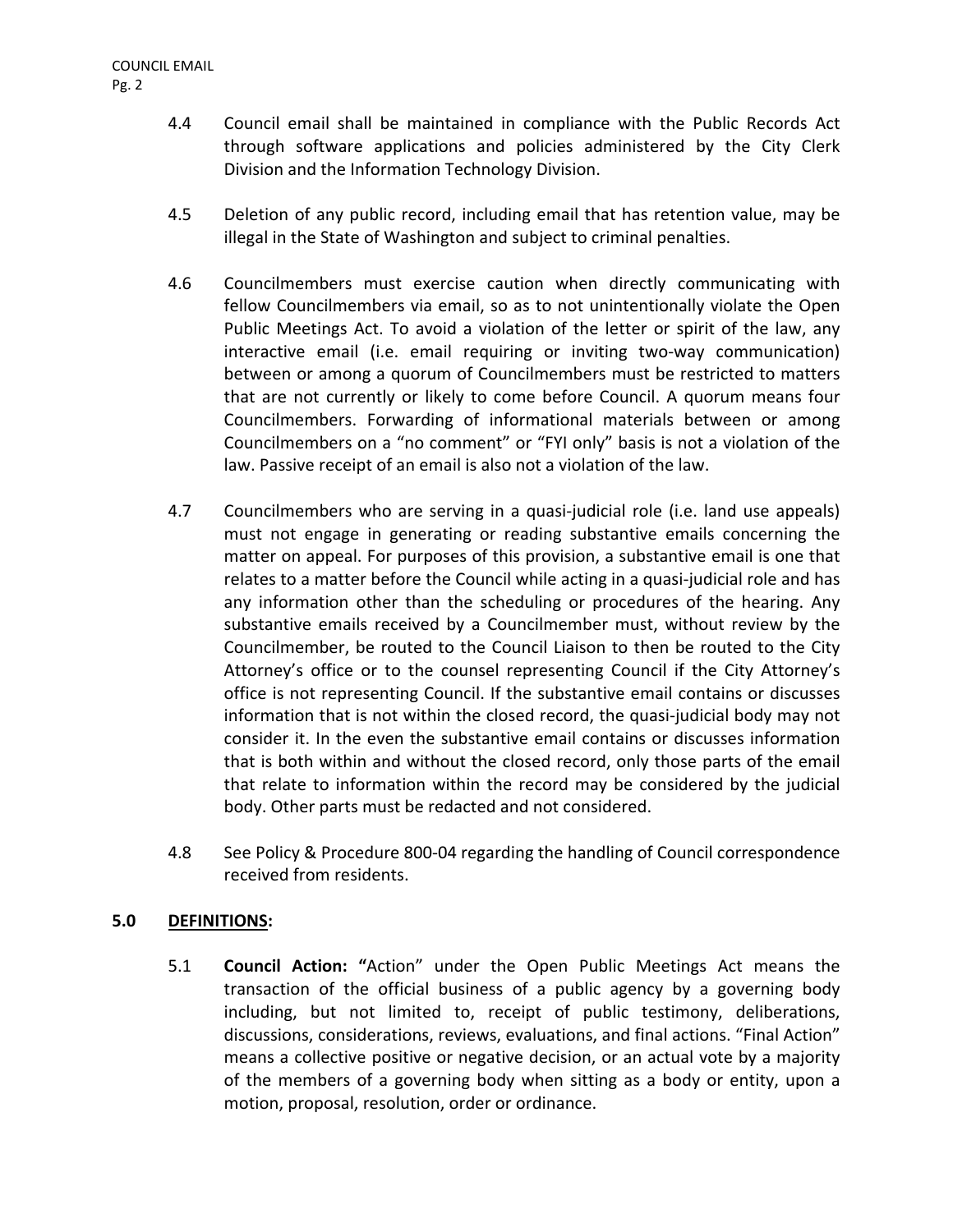4.4 Council email shall be maintained in compliance with the Public Records Act through software applications and policies administered by the City Clerk Division and the Information Technology Division.

4.5 Deletion of any public record, including email that has retention value, may be illegal in the State of Washington and subject to criminal penalties.

4.6 Councilmembers must exercise caution when directly communicating with fellow Councilmembers via email, so as to not unintentionally violate the Open Public Meetings Act. To avoid a violation of the letter or spirit of the law, any interactive email (i.e. email requiring or inviting two-way communication) between or among a quorum of Councilmembers must be restricted to matters that are not currently or likely to come before Council. A quorum means four Councilmembers. Forwarding of informational materials between or among Councilmembers on a "no comment" or "FYI only" basis is not a violation of the law. Passive receipt of an email is also not a violation of the law.

4.7 Councilmembers who are serving in a quasi-judicial role (i.e. land use appeals) must not engage in generating or reading substantive emails concerning the matter on appeal. For purposes of this provision, a substantive email is one that relates to a matter before the Council while acting in a quasi-judicial role and has any information other than the scheduling or procedures of the hearing. Any substantive emails received by a Councilmember must, without review by the Councilmember, be routed to the Council Liaison to then be routed to the City Attorney's office or to the counsel representing Council if the City Attorney's office is not representing Council. If the substantive email contains or discusses information that is not within the closed record, the quasi-judicial body may not consider it. In the even the substantive email contains or discusses information that is both within and without the closed record, only those parts of the email that relate to information within the record may be considered by the judicial body. Other parts must be redacted and not considered.

4.8 See Policy & Procedure 800-04 regarding the handling of Council correspondence received from residents.

## 5.0 <u>DEFINITIONS</u>:

5.1 **Council Action: "**Action" under the Open Public Meetings Act means the transaction of the official business of a public agency by a governing body including, but not limited to, receipt of public testimony, deliberations, discussions, considerations, reviews, evaluations, and final actions. "Final Action" means a collective positive or negative decision, or an actual vote by a majority of the members of a governing body when sitting as a body or entity, upon a motion, proposal, resolution, order or ordinance.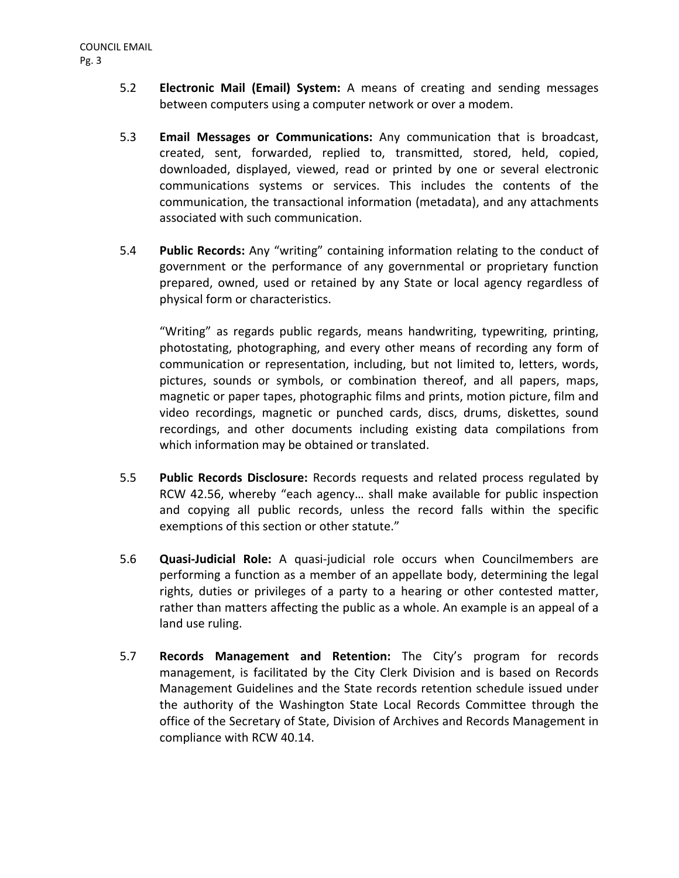5.2 **Electronic Mail (Email) System:** A means of creating and sending messages between computers using a computer network or over a modem.

5.3 **Email Messages or Communications:** Any communication that is broadcast, created, sent, forwarded, replied to, transmitted, stored, held, copied, downloaded, displayed, viewed, read or printed by one or several electronic communications systems or services. This includes the contents of the communication, the transactional information (metadata), and any attachments associated with such communication.

5.4 **Public Records:** Any "writing" containing information relating to the conduct of government or the performance of any governmental or proprietary function prepared, owned, used or retained by any State or local agency regardless of physical form or characteristics.

"Writing" as regards public regards, means handwriting, typewriting, printing, photostating, photographing, and every other means of recording any form of communication or representation, including, but not limited to, letters, words, pictures, sounds or symbols, or combination thereof, and all papers, maps, magnetic or paper tapes, photographic films and prints, motion picture, film and video recordings, magnetic or punched cards, discs, drums, diskettes, sound recordings, and other documents including existing data compilations from which information may be obtained or translated.

5.5 **Public Records Disclosure:** Records requests and related process regulated by RCW 42.56, whereby "each agency… shall make available for public inspection and copying all public records, unless the record falls within the specific exemptions of this section or other statute."

5.6 **Quasi-Judicial Role:** A quasi-judicial role occurs when Councilmembers are performing a function as a member of an appellate body, determining the legal rights, duties or privileges of a party to a hearing or other contested matter, rather than matters affecting the public as a whole. An example is an appeal of a land use ruling.

5.7 **Records Management and Retention:** The City's program for records management, is facilitated by the City Clerk Division and is based on Records Management Guidelines and the State records retention schedule issued under the authority of the Washington State Local Records Committee through the office of the Secretary of State, Division of Archives and Records Management in compliance with RCW 40.14.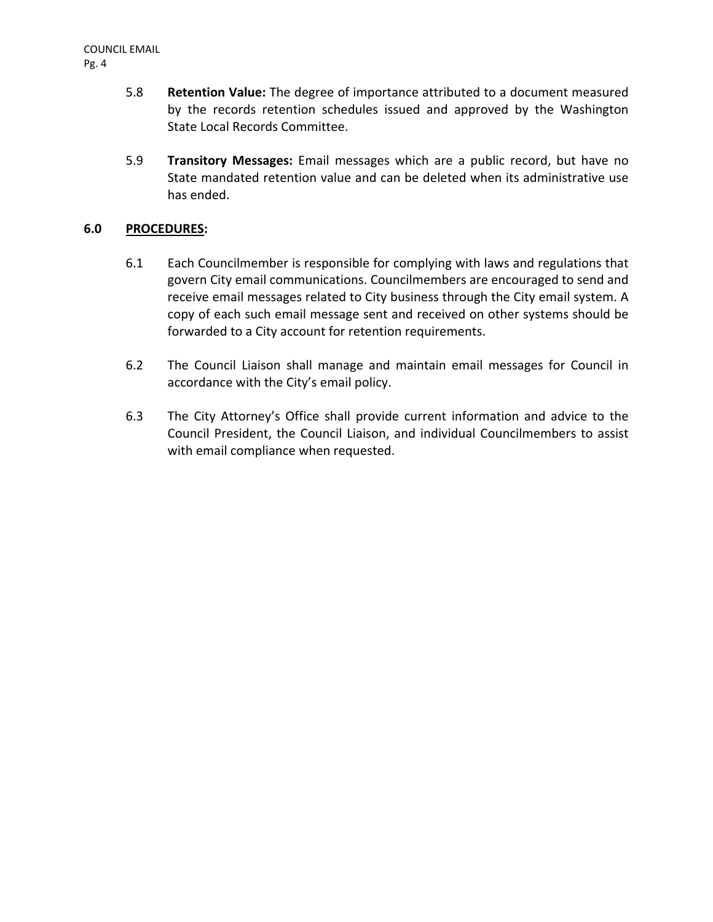5.8 **Retention Value:** The degree of importance attributed to a document measured by the records retention schedules issued and approved by the Washington State Local Records Committee.

5.9 **Transitory Messages:** Email messages which are a public record, but have no State mandated retention value and can be deleted when its administrative use has ended.

## 6.0 PROCEDURES:

6.1 Each Councilmember is responsible for complying with laws and regulations that govern City email communications. Councilmembers are encouraged to send and receive email messages related to City business through the City email system. A copy of each such email message sent and received on other systems should be forwarded to a City account for retention requirements.

6.2 The Council Liaison shall manage and maintain email messages for Council in accordance with the City's email policy.

6.3 The City Attorney's Office shall provide current information and advice to the Council President, the Council Liaison, and individual Councilmembers to assist with email compliance when requested.